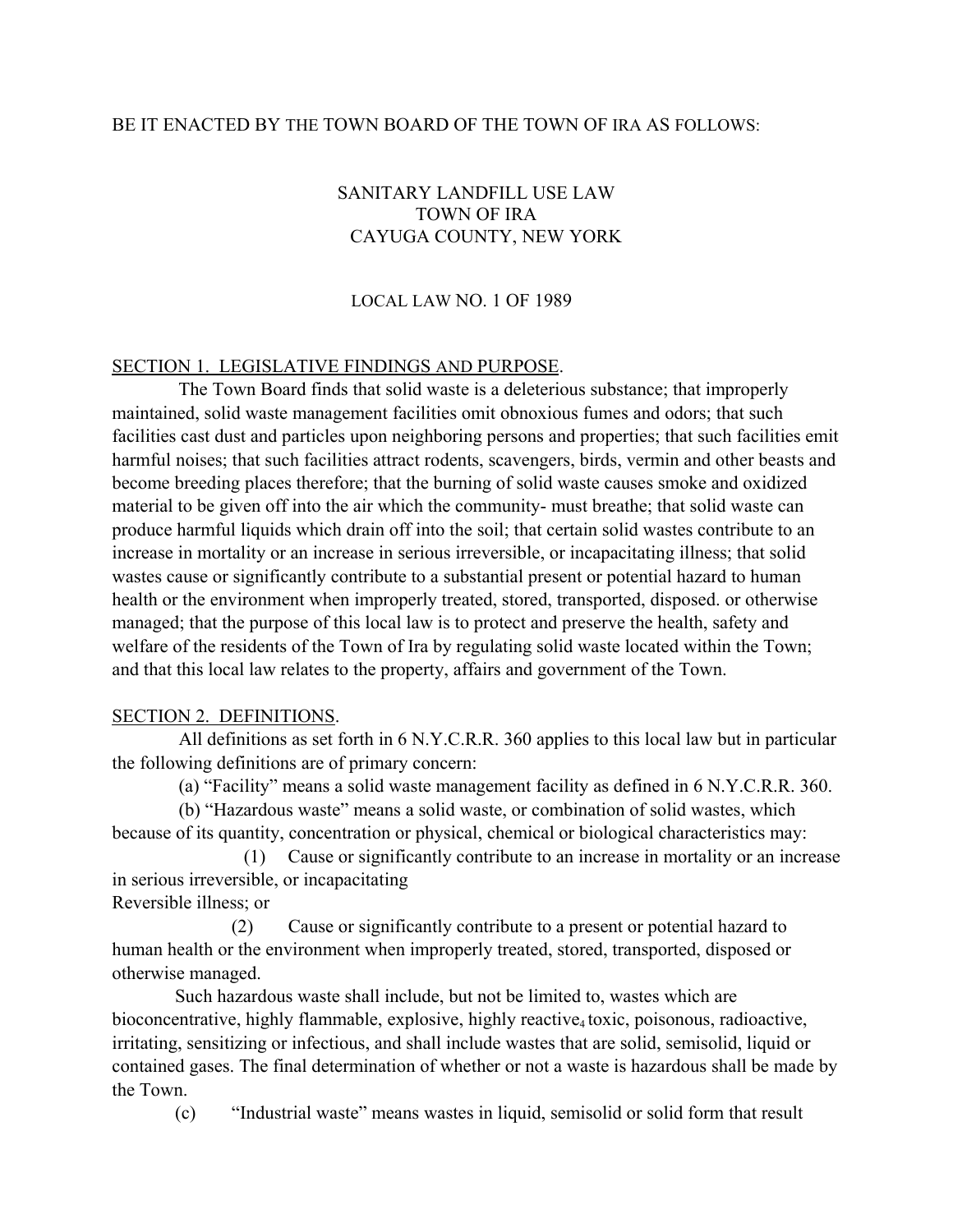BE IT ENACTED BY THE TOWN BOARD OF THE TOWN OF IRA AS FOLLOWS:

# SANITARY LANDFILL USE LAW
# TOWN OF IRA
# CAYUGA COUNTY, NEW YORK

## LOCAL LAW NO. 1 OF 1989

SECTION 1. LEGISLATIVE FINDINGS AND PURPOSE.

The Town Board finds that solid waste is a deleterious substance; that improperly maintained, solid waste management facilities omit obnoxious fumes and odors; that such facilities cast dust and particles upon neighboring persons and properties; that such facilities emit harmful noises; that such facilities attract rodents, scavengers, birds, vermin and other beasts and become breeding places therefore; that the burning of solid waste causes smoke and oxidized material to be given off into the air which the community- must breathe; that solid waste can produce harmful liquids which drain off into the soil; that certain solid wastes contribute to an increase in mortality or an increase in serious irreversible, or incapacitating illness; that solid wastes cause or significantly contribute to a substantial present or potential hazard to human health or the environment when improperly treated, stored, transported, disposed. or otherwise managed; that the purpose of this local law is to protect and preserve the health, safety and welfare of the residents of the Town of Ira by regulating solid waste located within the Town; and that this local law relates to the property, affairs and government of the Town.

SECTION 2. DEFINITIONS.

All definitions as set forth in 6 N.Y.C.R.R. 360 applies to this local law but in particular the following definitions are of primary concern:

(a) "Facility" means a solid waste management facility as defined in 6 N.Y.C.R.R. 360.

(b) "Hazardous waste" means a solid waste, or combination of solid wastes, which because of its quantity, concentration or physical, chemical or biological characteristics may:

(1) Cause or significantly contribute to an increase in mortality or an increase in serious irreversible, or incapacitating
Reversible illness; or

(2) Cause or significantly contribute to a present or potential hazard to human health or the environment when improperly treated, stored, transported, disposed or otherwise managed.

Such hazardous waste shall include, but not be limited to, wastes which are bioconcentrative, highly flammable, explosive, highly reactive[4] toxic, poisonous, radioactive, irritating, sensitizing or infectious, and shall include wastes that are solid, semisolid, liquid or contained gases. The final determination of whether or not a waste is hazardous shall be made by the Town.

(c) "Industrial waste" means wastes in liquid, semisolid or solid form that result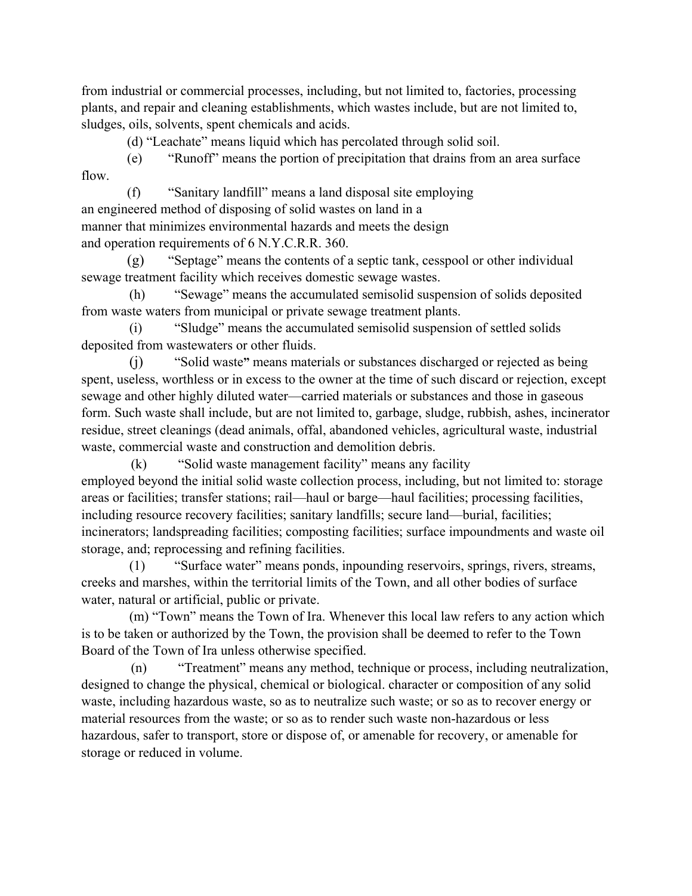from industrial or commercial processes, including, but not limited to, factories, processing plants, and repair and cleaning establishments, which wastes include, but are not limited to, sludges, oils, solvents, spent chemicals and acids.

(d) “Leachate” means liquid which has percolated through solid soil.

(e) “Runoff” means the portion of precipitation that drains from an area surface flow.

(f) “Sanitary landfill” means a land disposal site employing an engineered method of disposing of solid wastes on land in a manner that minimizes environmental hazards and meets the design and operation requirements of 6 N.Y.C.R.R. 360.

(g) “Septage” means the contents of a septic tank, cesspool or other individual sewage treatment facility which receives domestic sewage wastes.

(h) “Sewage” means the accumulated semisolid suspension of solids deposited from waste waters from municipal or private sewage treatment plants.

(i) “Sludge” means the accumulated semisolid suspension of settled solids deposited from wastewaters or other fluids.

(j) “Solid waste**”** means materials or substances discharged or rejected as being spent, useless, worthless or in excess to the owner at the time of such discard or rejection, except sewage and other highly diluted water—carried materials or substances and those in gaseous form. Such waste shall include, but are not limited to, garbage, sludge, rubbish, ashes, incinerator residue, street cleanings (dead animals, offal, abandoned vehicles, agricultural waste, industrial waste, commercial waste and construction and demolition debris.

(k) “Solid waste management facility” means any facility employed beyond the initial solid waste collection process, including, but not limited to: storage areas or facilities; transfer stations; rail—haul or barge—haul facilities; processing facilities, including resource recovery facilities; sanitary landfills; secure land—burial, facilities; incinerators; landspreading facilities; composting facilities; surface impoundments and waste oil storage, and; reprocessing and refining facilities.

(1) “Surface water” means ponds, inpounding reservoirs, springs, rivers, streams, creeks and marshes, within the territorial limits of the Town, and all other bodies of surface water, natural or artificial, public or private.

(m) “Town” means the Town of Ira. Whenever this local law refers to any action which is to be taken or authorized by the Town, the provision shall be deemed to refer to the Town Board of the Town of Ira unless otherwise specified.

(n) “Treatment” means any method, technique or process, including neutralization, designed to change the physical, chemical or biological. character or composition of any solid waste, including hazardous waste, so as to neutralize such waste; or so as to recover energy or material resources from the waste; or so as to render such waste non-hazardous or less hazardous, safer to transport, store or dispose of, or amenable for recovery, or amenable for storage or reduced in volume.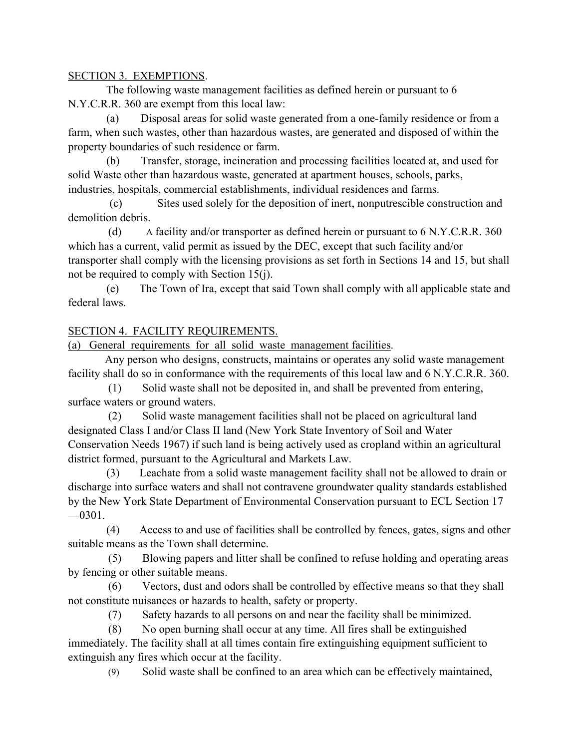SECTION 3. EXEMPTIONS.

The following waste management facilities as defined herein or pursuant to 6 N.Y.C.R.R. 360 are exempt from this local law:

(a) Disposal areas for solid waste generated from a one-family residence or from a farm, when such wastes, other than hazardous wastes, are generated and disposed of within the property boundaries of such residence or farm.

(b) Transfer, storage, incineration and processing facilities located at, and used for solid Waste other than hazardous waste, generated at apartment houses, schools, parks, industries, hospitals, commercial establishments, individual residences and farms.

(c) Sites used solely for the deposition of inert, nonputrescible construction and demolition debris.

(d) A facility and/or transporter as defined herein or pursuant to 6 N.Y.C.R.R. 360 which has a current, valid permit as issued by the DEC, except that such facility and/or transporter shall comply with the licensing provisions as set forth in Sections 14 and 15, but shall not be required to comply with Section 15(j).

(e) The Town of Ira, except that said Town shall comply with all applicable state and federal laws.

SECTION 4. FACILITY REQUIREMENTS.

(a) General requirements for all solid waste management facilities.

Any person who designs, constructs, maintains or operates any solid waste management facility shall do so in conformance with the requirements of this local law and 6 N.Y.C.R.R. 360.

(1) Solid waste shall not be deposited in, and shall be prevented from entering, surface waters or ground waters.

(2) Solid waste management facilities shall not be placed on agricultural land designated Class I and/or Class II land (New York State Inventory of Soil and Water Conservation Needs 1967) if such land is being actively used as cropland within an agricultural district formed, pursuant to the Agricultural and Markets Law.

(3) Leachate from a solid waste management facility shall not be allowed to drain or discharge into surface waters and shall not contravene groundwater quality standards established by the New York State Department of Environmental Conservation pursuant to ECL Section 17—0301.

(4) Access to and use of facilities shall be controlled by fences, gates, signs and other suitable means as the Town shall determine.

(5) Blowing papers and litter shall be confined to refuse holding and operating areas by fencing or other suitable means.

(6) Vectors, dust and odors shall be controlled by effective means so that they shall not constitute nuisances or hazards to health, safety or property.

(7) Safety hazards to all persons on and near the facility shall be minimized.

(8) No open burning shall occur at any time. All fires shall be extinguished immediately. The facility shall at all times contain fire extinguishing equipment sufficient to extinguish any fires which occur at the facility.

(9) Solid waste shall be confined to an area which can be effectively maintained,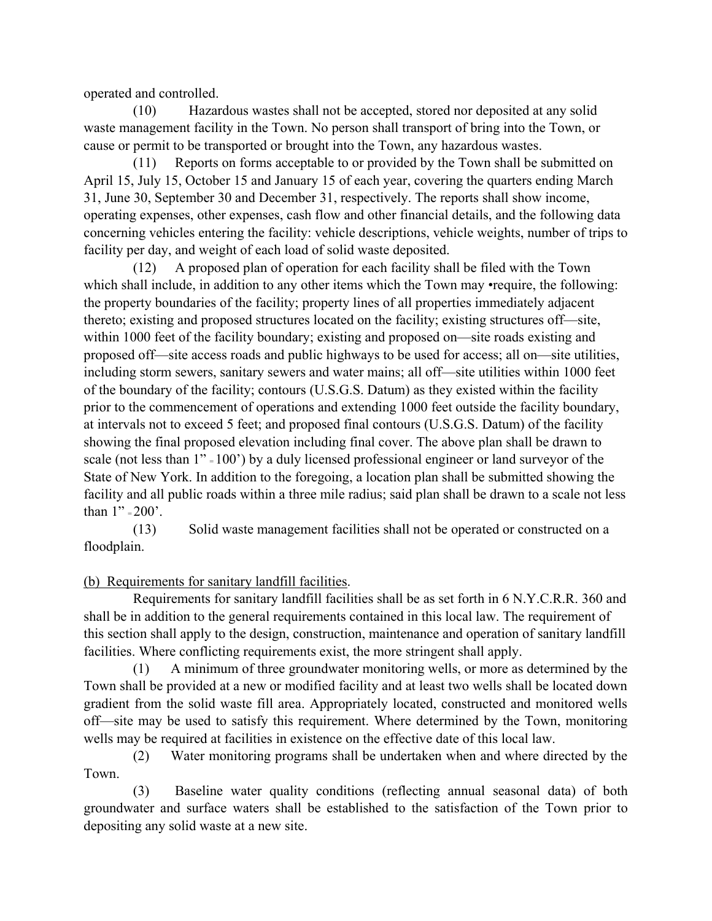operated and controlled.

(10) Hazardous wastes shall not be accepted, stored nor deposited at any solid waste management facility in the Town. No person shall transport of bring into the Town, or cause or permit to be transported or brought into the Town, any hazardous wastes.

(11) Reports on forms acceptable to or provided by the Town shall be submitted on April 15, July 15, October 15 and January 15 of each year, covering the quarters ending March 31, June 30, September 30 and December 31, respectively. The reports shall show income, operating expenses, other expenses, cash flow and other financial details, and the following data concerning vehicles entering the facility: vehicle descriptions, vehicle weights, number of trips to facility per day, and weight of each load of solid waste deposited.

(12) A proposed plan of operation for each facility shall be filed with the Town which shall include, in addition to any other items which the Town may •require, the following: the property boundaries of the facility; property lines of all properties immediately adjacent thereto; existing and proposed structures located on the facility; existing structures off—site, within 1000 feet of the facility boundary; existing and proposed on—site roads existing and proposed off—site access roads and public highways to be used for access; all on—site utilities, including storm sewers, sanitary sewers and water mains; all off—site utilities within 1000 feet of the boundary of the facility; contours (U.S.G.S. Datum) as they existed within the facility prior to the commencement of operations and extending 1000 feet outside the facility boundary, at intervals not to exceed 5 feet; and proposed final contours (U.S.G.S. Datum) of the facility showing the final proposed elevation including final cover. The above plan shall be drawn to scale (not less than 1" = 100') by a duly licensed professional engineer or land surveyor of the State of New York. In addition to the foregoing, a location plan shall be submitted showing the facility and all public roads within a three mile radius; said plan shall be drawn to a scale not less than 1" = 200'.

(13) Solid waste management facilities shall not be operated or constructed on a floodplain.

(b) Requirements for sanitary landfill facilities.

Requirements for sanitary landfill facilities shall be as set forth in 6 N.Y.C.R.R. 360 and shall be in addition to the general requirements contained in this local law. The requirement of this section shall apply to the design, construction, maintenance and operation of sanitary landfill facilities. Where conflicting requirements exist, the more stringent shall apply.

(1) A minimum of three groundwater monitoring wells, or more as determined by the Town shall be provided at a new or modified facility and at least two wells shall be located down gradient from the solid waste fill area. Appropriately located, constructed and monitored wells off—site may be used to satisfy this requirement. Where determined by the Town, monitoring wells may be required at facilities in existence on the effective date of this local law.

(2) Water monitoring programs shall be undertaken when and where directed by the Town.

(3) Baseline water quality conditions (reflecting annual seasonal data) of both groundwater and surface waters shall be established to the satisfaction of the Town prior to depositing any solid waste at a new site.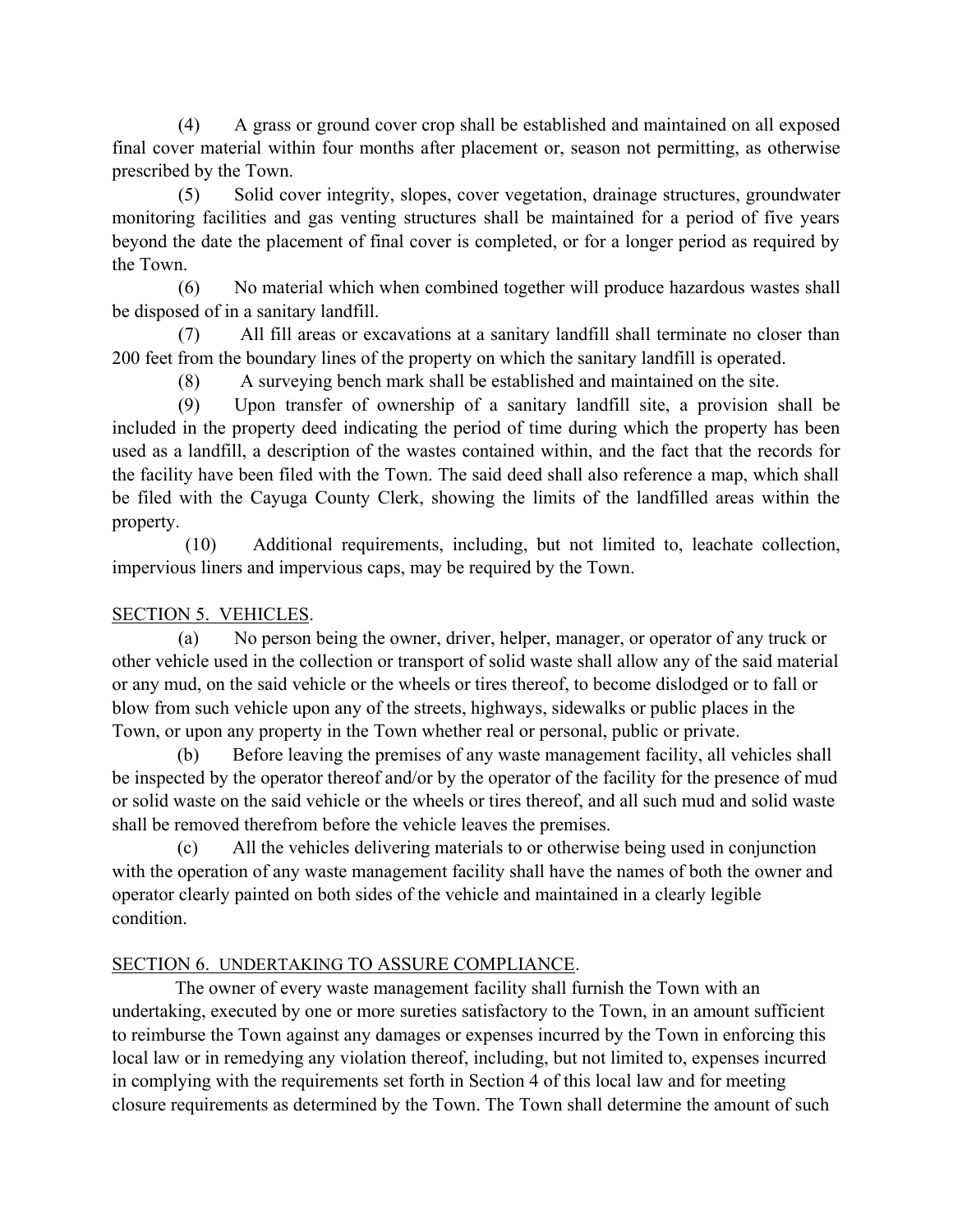(4) A grass or ground cover crop shall be established and maintained on all exposed final cover material within four months after placement or, season not permitting, as otherwise prescribed by the Town.

(5) Solid cover integrity, slopes, cover vegetation, drainage structures, groundwater monitoring facilities and gas venting structures shall be maintained for a period of five years beyond the date the placement of final cover is completed, or for a longer period as required by the Town.

(6) No material which when combined together will produce hazardous wastes shall be disposed of in a sanitary landfill.

(7) All fill areas or excavations at a sanitary landfill shall terminate no closer than 200 feet from the boundary lines of the property on which the sanitary landfill is operated.

(8) A surveying bench mark shall be established and maintained on the site.

(9) Upon transfer of ownership of a sanitary landfill site, a provision shall be included in the property deed indicating the period of time during which the property has been used as a landfill, a description of the wastes contained within, and the fact that the records for the facility have been filed with the Town. The said deed shall also reference a map, which shall be filed with the Cayuga County Clerk, showing the limits of the landfilled areas within the property.

(10) Additional requirements, including, but not limited to, leachate collection, impervious liners and impervious caps, may be required by the Town.

## SECTION 5. VEHICLES.

(a) No person being the owner, driver, helper, manager, or operator of any truck or other vehicle used in the collection or transport of solid waste shall allow any of the said material or any mud, on the said vehicle or the wheels or tires thereof, to become dislodged or to fall or blow from such vehicle upon any of the streets, highways, sidewalks or public places in the Town, or upon any property in the Town whether real or personal, public or private.

(b) Before leaving the premises of any waste management facility, all vehicles shall be inspected by the operator thereof and/or by the operator of the facility for the presence of mud or solid waste on the said vehicle or the wheels or tires thereof, and all such mud and solid waste shall be removed therefrom before the vehicle leaves the premises.

(c) All the vehicles delivering materials to or otherwise being used in conjunction with the operation of any waste management facility shall have the names of both the owner and operator clearly painted on both sides of the vehicle and maintained in a clearly legible condition.

## SECTION 6. UNDERTAKING TO ASSURE COMPLIANCE.

The owner of every waste management facility shall furnish the Town with an undertaking, executed by one or more sureties satisfactory to the Town, in an amount sufficient to reimburse the Town against any damages or expenses incurred by the Town in enforcing this local law or in remedying any violation thereof, including, but not limited to, expenses incurred in complying with the requirements set forth in Section 4 of this local law and for meeting closure requirements as determined by the Town. The Town shall determine the amount of such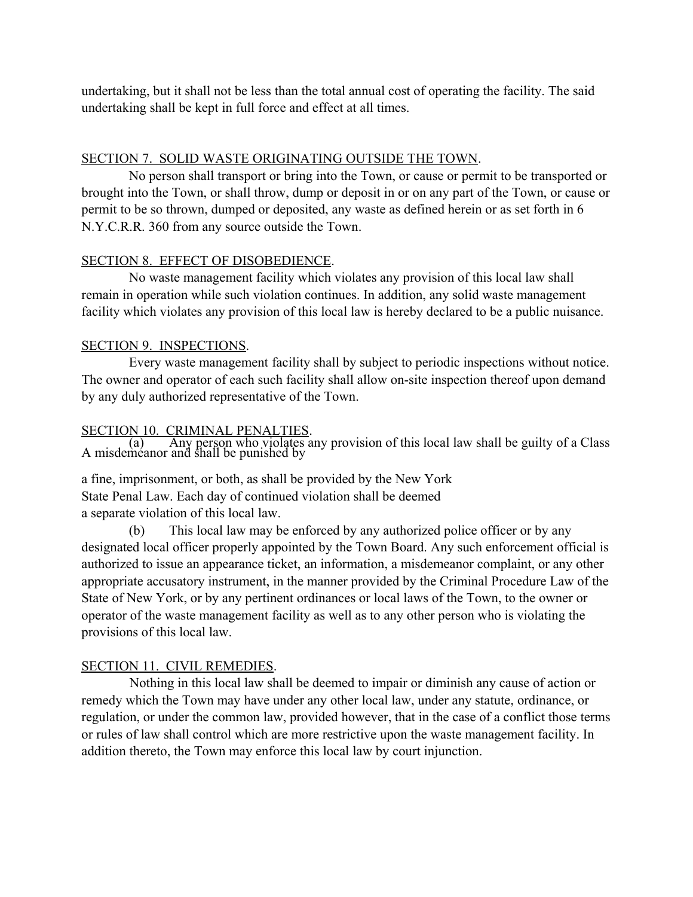undertaking, but it shall not be less than the total annual cost of operating the facility. The said undertaking shall be kept in full force and effect at all times.

SECTION 7. SOLID WASTE ORIGINATING OUTSIDE THE TOWN.

No person shall transport or bring into the Town, or cause or permit to be transported or brought into the Town, or shall throw, dump or deposit in or on any part of the Town, or cause or permit to be so thrown, dumped or deposited, any waste as defined herein or as set forth in 6 N.Y.C.R.R. 360 from any source outside the Town.

SECTION 8. EFFECT OF DISOBEDIENCE.

No waste management facility which violates any provision of this local law shall remain in operation while such violation continues. In addition, any solid waste management facility which violates any provision of this local law is hereby declared to be a public nuisance.

SECTION 9. INSPECTIONS.

Every waste management facility shall by subject to periodic inspections without notice. The owner and operator of each such facility shall allow on-site inspection thereof upon demand by any duly authorized representative of the Town.

SECTION 10. CRIMINAL PENALTIES.

(a) Any person who violates any provision of this local law shall be guilty of a Class A misdemeanor and shall be punished by a fine, imprisonment, or both, as shall be provided by the New York State Penal Law. Each day of continued violation shall be deemed a separate violation of this local law.

(b) This local law may be enforced by any authorized police officer or by any designated local officer properly appointed by the Town Board. Any such enforcement official is authorized to issue an appearance ticket, an information, a misdemeanor complaint, or any other appropriate accusatory instrument, in the manner provided by the Criminal Procedure Law of the State of New York, or by any pertinent ordinances or local laws of the Town, to the owner or operator of the waste management facility as well as to any other person who is violating the provisions of this local law.

SECTION 11. CIVIL REMEDIES.

Nothing in this local law shall be deemed to impair or diminish any cause of action or remedy which the Town may have under any other local law, under any statute, ordinance, or regulation, or under the common law, provided however, that in the case of a conflict those terms or rules of law shall control which are more restrictive upon the waste management facility. In addition thereto, the Town may enforce this local law by court injunction.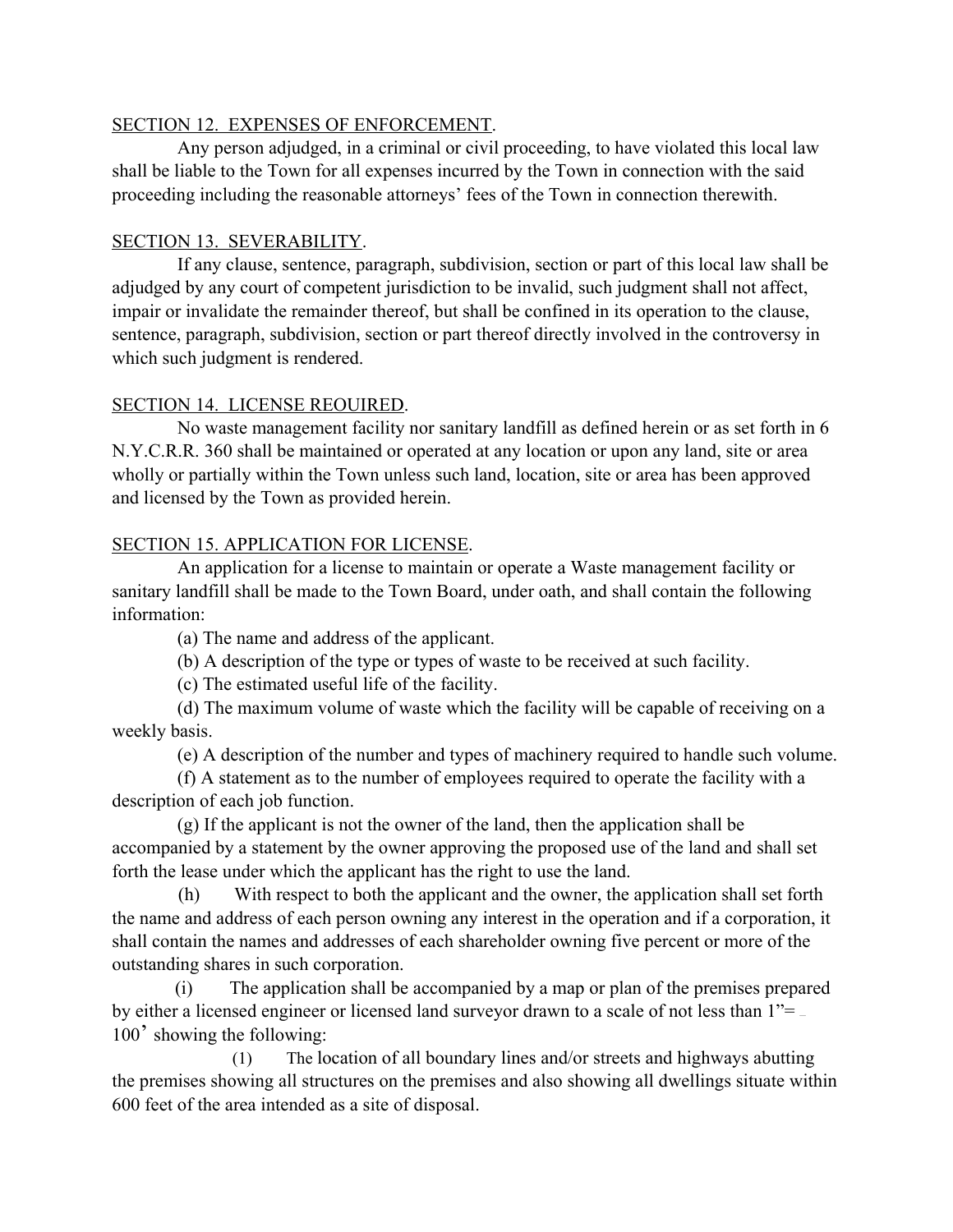SECTION 12. EXPENSES OF ENFORCEMENT.

Any person adjudged, in a criminal or civil proceeding, to have violated this local law shall be liable to the Town for all expenses incurred by the Town in connection with the said proceeding including the reasonable attorneys' fees of the Town in connection therewith.

SECTION 13. SEVERABILITY.

If any clause, sentence, paragraph, subdivision, section or part of this local law shall be adjudged by any court of competent jurisdiction to be invalid, such judgment shall not affect, impair or invalidate the remainder thereof, but shall be confined in its operation to the clause, sentence, paragraph, subdivision, section or part thereof directly involved in the controversy in which such judgment is rendered.

SECTION 14. LICENSE REOUIRED.

No waste management facility nor sanitary landfill as defined herein or as set forth in 6 N.Y.C.R.R. 360 shall be maintained or operated at any location or upon any land, site or area wholly or partially within the Town unless such land, location, site or area has been approved and licensed by the Town as provided herein.

SECTION 15. APPLICATION FOR LICENSE.

An application for a license to maintain or operate a Waste management facility or sanitary landfill shall be made to the Town Board, under oath, and shall contain the following information:

(a) The name and address of the applicant.

(b) A description of the type or types of waste to be received at such facility.

(c) The estimated useful life of the facility.

(d) The maximum volume of waste which the facility will be capable of receiving on a weekly basis.

(e) A description of the number and types of machinery required to handle such volume.

(f) A statement as to the number of employees required to operate the facility with a description of each job function.

(g) If the applicant is not the owner of the land, then the application shall be accompanied by a statement by the owner approving the proposed use of the land and shall set forth the lease under which the applicant has the right to use the land.

(h) With respect to both the applicant and the owner, the application shall set forth the name and address of each person owning any interest in the operation and if a corporation, it shall contain the names and addresses of each shareholder owning five percent or more of the outstanding shares in such corporation.

(i) The application shall be accompanied by a map or plan of the premises prepared by either a licensed engineer or licensed land surveyor drawn to a scale of not less than 1"= 100' showing the following:

(1) The location of all boundary lines and/or streets and highways abutting the premises showing all structures on the premises and also showing all dwellings situate within 600 feet of the area intended as a site of disposal.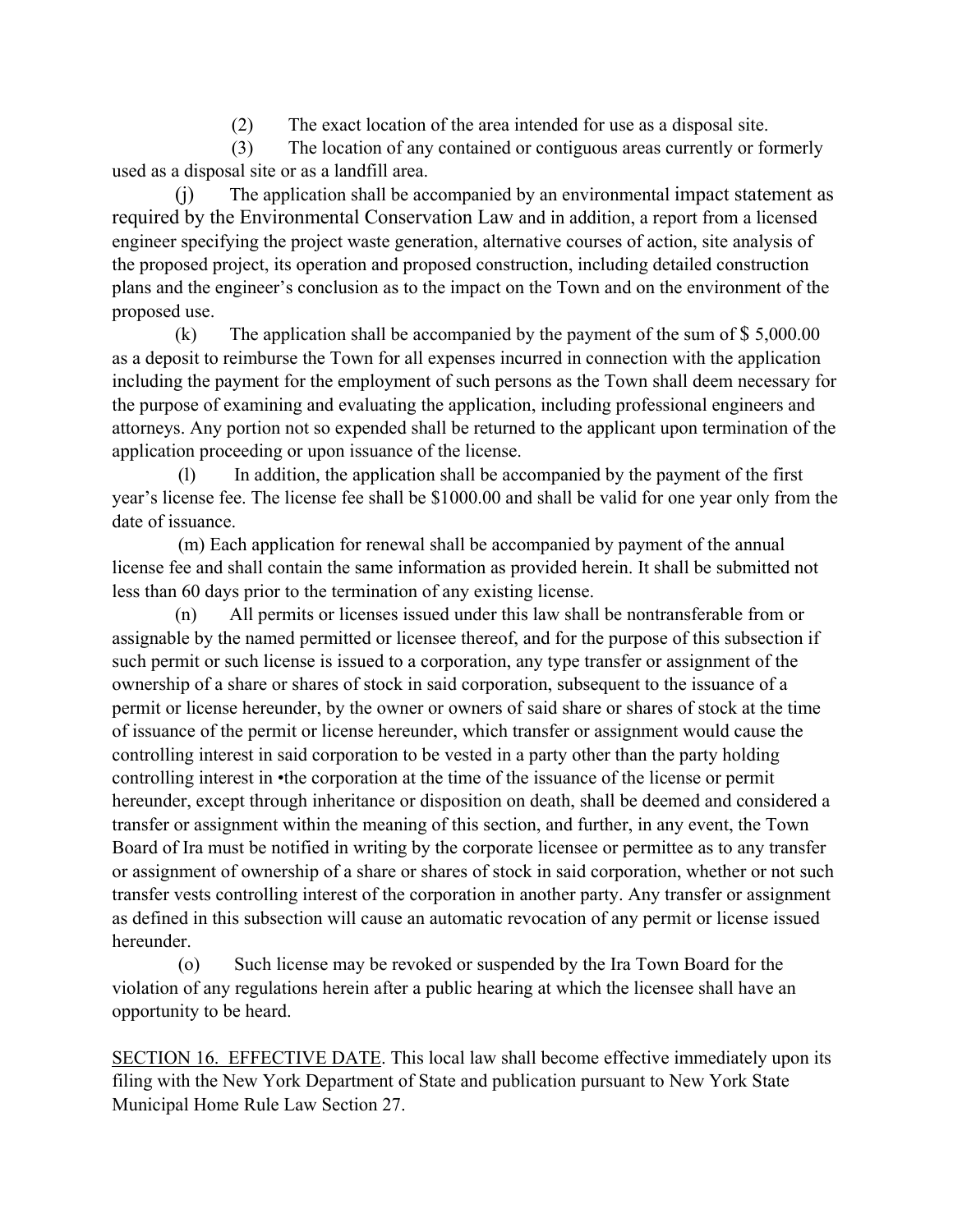(2) The exact location of the area intended for use as a disposal site.

(3) The location of any contained or contiguous areas currently or formerly used as a disposal site or as a landfill area.

(j) The application shall be accompanied by an environmental impact statement as required by the Environmental Conservation Law and in addition, a report from a licensed engineer specifying the project waste generation, alternative courses of action, site analysis of the proposed project, its operation and proposed construction, including detailed construction plans and the engineer's conclusion as to the impact on the Town and on the environment of the proposed use.

(k) The application shall be accompanied by the payment of the sum of $ 5,000.00 as a deposit to reimburse the Town for all expenses incurred in connection with the application including the payment for the employment of such persons as the Town shall deem necessary for the purpose of examining and evaluating the application, including professional engineers and attorneys. Any portion not so expended shall be returned to the applicant upon termination of the application proceeding or upon issuance of the license.

(l) In addition, the application shall be accompanied by the payment of the first year's license fee. The license fee shall be $1000.00 and shall be valid for one year only from the date of issuance.

(m) Each application for renewal shall be accompanied by payment of the annual license fee and shall contain the same information as provided herein. It shall be submitted not less than 60 days prior to the termination of any existing license.

(n) All permits or licenses issued under this law shall be nontransferable from or assignable by the named permitted or licensee thereof, and for the purpose of this subsection if such permit or such license is issued to a corporation, any type transfer or assignment of the ownership of a share or shares of stock in said corporation, subsequent to the issuance of a permit or license hereunder, by the owner or owners of said share or shares of stock at the time of issuance of the permit or license hereunder, which transfer or assignment would cause the controlling interest in said corporation to be vested in a party other than the party holding controlling interest in •the corporation at the time of the issuance of the license or permit hereunder, except through inheritance or disposition on death, shall be deemed and considered a transfer or assignment within the meaning of this section, and further, in any event, the Town Board of Ira must be notified in writing by the corporate licensee or permittee as to any transfer or assignment of ownership of a share or shares of stock in said corporation, whether or not such transfer vests controlling interest of the corporation in another party. Any transfer or assignment as defined in this subsection will cause an automatic revocation of any permit or license issued hereunder.

(o) Such license may be revoked or suspended by the Ira Town Board for the violation of any regulations herein after a public hearing at which the licensee shall have an opportunity to be heard.

SECTION 16. EFFECTIVE DATE. This local law shall become effective immediately upon its filing with the New York Department of State and publication pursuant to New York State Municipal Home Rule Law Section 27.